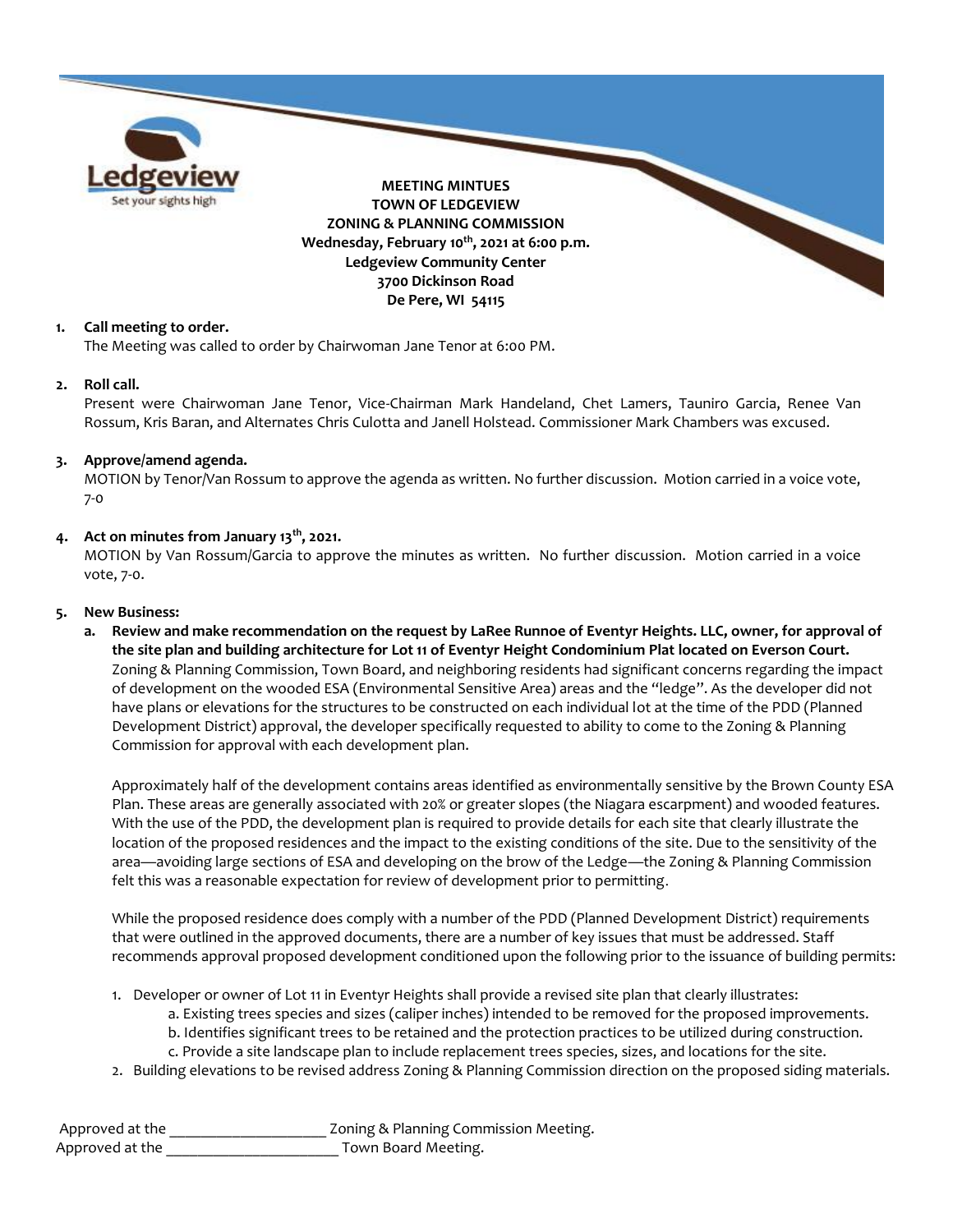Ledgeview
Set your sights high

**MEETING MINTUES**
**TOWN OF LEDGEVIEW**
**ZONING & PLANNING COMMISSION**
**Wednesday, February 10th, 2021 at 6:00 p.m.**
**Ledgeview Community Center**
**3700 Dickinson Road**
**De Pere, WI 54115**

1. **Call meeting to order.**
   The Meeting was called to order by Chairwoman Jane Tenor at 6:00 PM.

2. **Roll call.**
   Present were Chairwoman Jane Tenor, Vice-Chairman Mark Handeland, Chet Lamers, Tauniro Garcia, Renee Van Rossum, Kris Baran, and Alternates Chris Culotta and Janell Holstead. Commissioner Mark Chambers was excused.

3. **Approve/amend agenda.**
   MOTION by Tenor/Van Rossum to approve the agenda as written. No further discussion. Motion carried in a voice vote, 7-0

4. **Act on minutes from January 13th, 2021.**
   MOTION by Van Rossum/Garcia to approve the minutes as written. No further discussion. Motion carried in a voice vote, 7-0.

5. **New Business:**
   a. **Review and make recommendation on the request by LaRee Runnoe of Eventyr Heights. LLC, owner, for approval of the site plan and building architecture for Lot 11 of Eventyr Height Condominium Plat located on Everson Court.**
   Zoning & Planning Commission, Town Board, and neighboring residents had significant concerns regarding the impact of development on the wooded ESA (Environmental Sensitive Area) areas and the "ledge". As the developer did not have plans or elevations for the structures to be constructed on each individual lot at the time of the PDD (Planned Development District) approval, the developer specifically requested to ability to come to the Zoning & Planning Commission for approval with each development plan.

   Approximately half of the development contains areas identified as environmentally sensitive by the Brown County ESA Plan. These areas are generally associated with 20% or greater slopes (the Niagara escarpment) and wooded features. With the use of the PDD, the development plan is required to provide details for each site that clearly illustrate the location of the proposed residences and the impact to the existing conditions of the site. Due to the sensitivity of the area—avoiding large sections of ESA and developing on the brow of the Ledge—the Zoning & Planning Commission felt this was a reasonable expectation for review of development prior to permitting.

   While the proposed residence does comply with a number of the PDD (Planned Development District) requirements that were outlined in the approved documents, there are a number of key issues that must be addressed. Staff recommends approval proposed development conditioned upon the following prior to the issuance of building permits:

   1. Developer or owner of Lot 11 in Eventyr Heights shall provide a revised site plan that clearly illustrates:
      a. Existing trees species and sizes (caliper inches) intended to be removed for the proposed improvements.
      b. Identifies significant trees to be retained and the protection practices to be utilized during construction.
      c. Provide a site landscape plan to include replacement trees species, sizes, and locations for the site.
   2. Building elevations to be revised address Zoning & Planning Commission direction on the proposed siding materials.

Approved at the ____________________ Zoning & Planning Commission Meeting.
Approved at the ______________________ Town Board Meeting.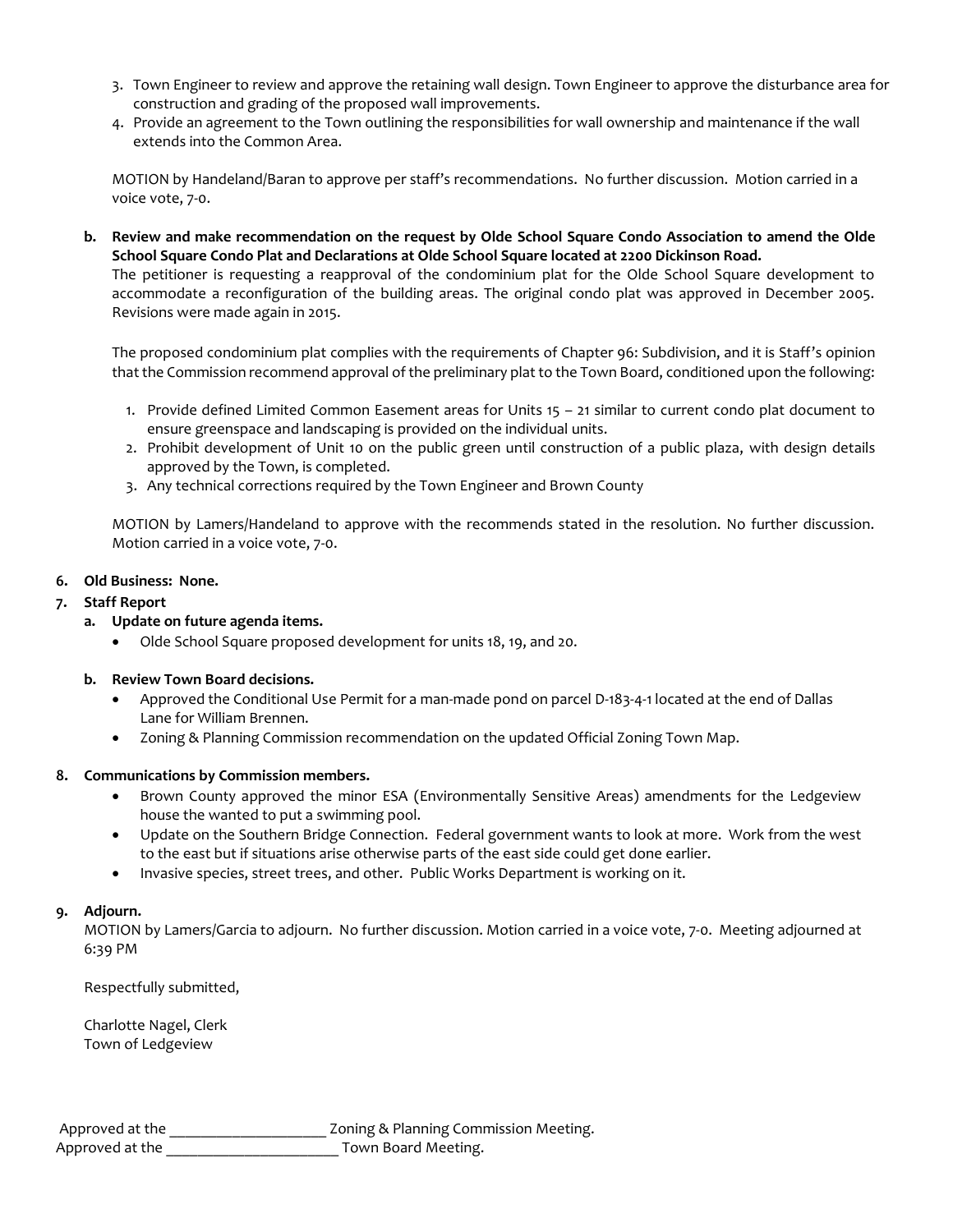3. Town Engineer to review and approve the retaining wall design. Town Engineer to approve the disturbance area for construction and grading of the proposed wall improvements.
4. Provide an agreement to the Town outlining the responsibilities for wall ownership and maintenance if the wall extends into the Common Area.

MOTION by Handeland/Baran to approve per staff's recommendations. No further discussion. Motion carried in a voice vote, 7-0.

**b. Review and make recommendation on the request by Olde School Square Condo Association to amend the Olde School Square Condo Plat and Declarations at Olde School Square located at 2200 Dickinson Road.**

The petitioner is requesting a reapproval of the condominium plat for the Olde School Square development to accommodate a reconfiguration of the building areas. The original condo plat was approved in December 2005. Revisions were made again in 2015.

The proposed condominium plat complies with the requirements of Chapter 96: Subdivision, and it is Staff's opinion that the Commission recommend approval of the preliminary plat to the Town Board, conditioned upon the following:

1. Provide defined Limited Common Easement areas for Units 15 – 21 similar to current condo plat document to ensure greenspace and landscaping is provided on the individual units.
2. Prohibit development of Unit 10 on the public green until construction of a public plaza, with design details approved by the Town, is completed.
3. Any technical corrections required by the Town Engineer and Brown County

MOTION by Lamers/Handeland to approve with the recommends stated in the resolution. No further discussion. Motion carried in a voice vote, 7-0.

**6. Old Business: None.**

**7. Staff Report**

**a. Update on future agenda items.**

- Olde School Square proposed development for units 18, 19, and 20.

**b. Review Town Board decisions.**

- Approved the Conditional Use Permit for a man-made pond on parcel D-183-4-1 located at the end of Dallas Lane for William Brennen.
- Zoning & Planning Commission recommendation on the updated Official Zoning Town Map.

**8. Communications by Commission members.**

- Brown County approved the minor ESA (Environmentally Sensitive Areas) amendments for the Ledgeview house the wanted to put a swimming pool.
- Update on the Southern Bridge Connection. Federal government wants to look at more. Work from the west to the east but if situations arise otherwise parts of the east side could get done earlier.
- Invasive species, street trees, and other. Public Works Department is working on it.

**9. Adjourn.**

MOTION by Lamers/Garcia to adjourn. No further discussion. Motion carried in a voice vote, 7-0. Meeting adjourned at 6:39 PM

Respectfully submitted,

Charlotte Nagel, Clerk
Town of Ledgeview

Approved at the ____________________ Zoning & Planning Commission Meeting.
Approved at the ______________________ Town Board Meeting.